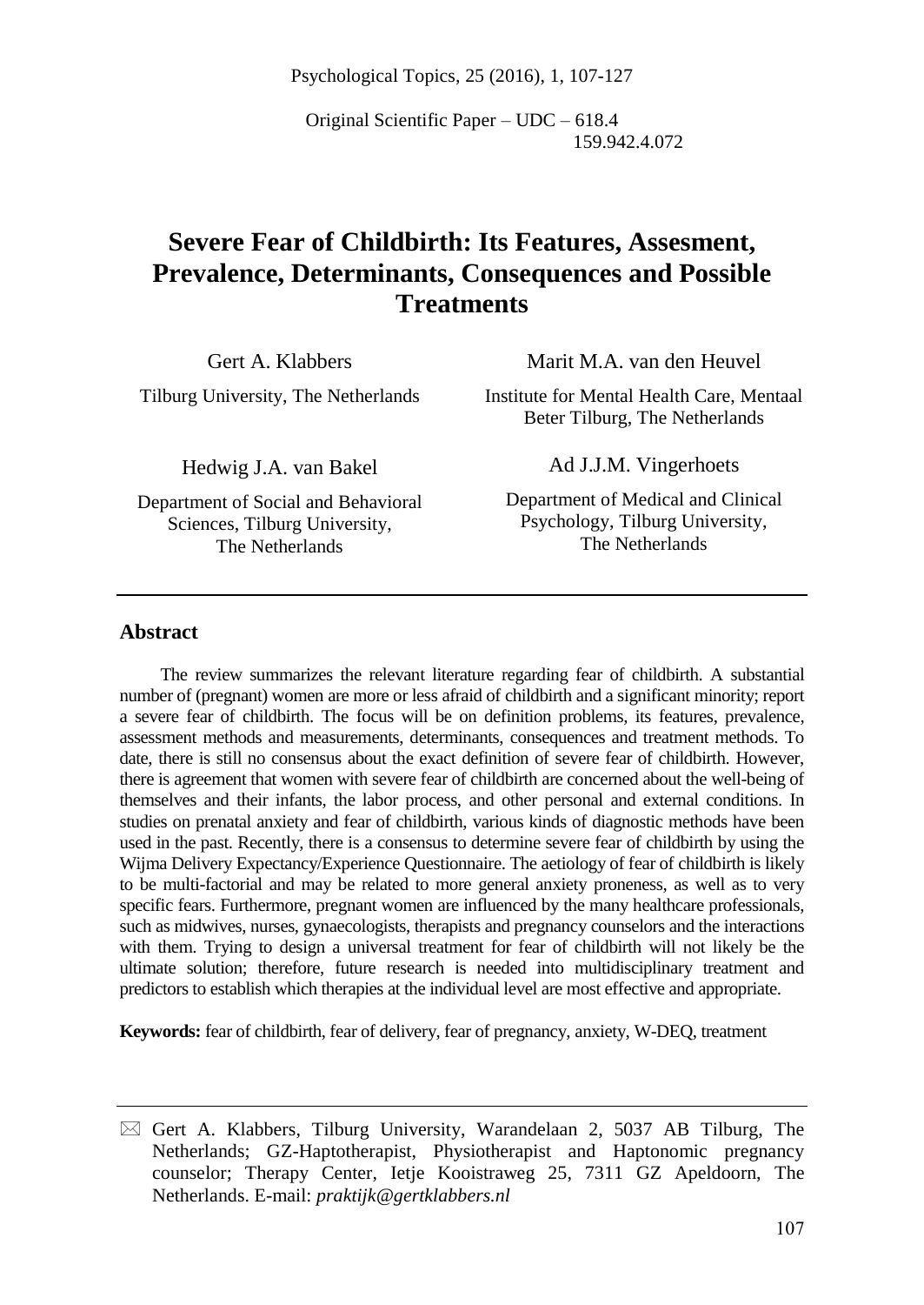Original Scientific Paper – UDC – 618.4
159.942.4.072

# Severe Fear of Childbirth: Its Features, Assesment, Prevalence, Determinants, Consequences and Possible Treatments

Gert A. Klabbers
Tilburg University, The Netherlands

Marit M.A. van den Heuvel
Institute for Mental Health Care, Mentaal Beter Tilburg, The Netherlands

Hedwig J.A. van Bakel
Department of Social and Behavioral Sciences, Tilburg University, The Netherlands

Ad J.J.M. Vingerhoets
Department of Medical and Clinical Psychology, Tilburg University, The Netherlands

## Abstract

The review summarizes the relevant literature regarding fear of childbirth. A substantial number of (pregnant) women are more or less afraid of childbirth and a significant minority; report a severe fear of childbirth. The focus will be on definition problems, its features, prevalence, assessment methods and measurements, determinants, consequences and treatment methods. To date, there is still no consensus about the exact definition of severe fear of childbirth. However, there is agreement that women with severe fear of childbirth are concerned about the well-being of themselves and their infants, the labor process, and other personal and external conditions. In studies on prenatal anxiety and fear of childbirth, various kinds of diagnostic methods have been used in the past. Recently, there is a consensus to determine severe fear of childbirth by using the Wijma Delivery Expectancy/Experience Questionnaire. The aetiology of fear of childbirth is likely to be multi-factorial and may be related to more general anxiety proneness, as well as to very specific fears. Furthermore, pregnant women are influenced by the many healthcare professionals, such as midwives, nurses, gynaecologists, therapists and pregnancy counselors and the interactions with them. Trying to design a universal treatment for fear of childbirth will not likely be the ultimate solution; therefore, future research is needed into multidisciplinary treatment and predictors to establish which therapies at the individual level are most effective and appropriate.

**Keywords:** fear of childbirth, fear of delivery, fear of pregnancy, anxiety, W-DEQ, treatment

---

✉ Gert A. Klabbers, Tilburg University, Warandelaan 2, 5037 AB Tilburg, The Netherlands; GZ-Haptotherapist, Physiotherapist and Haptonomic pregnancy counselor; Therapy Center, Ietje Kooistraweg 25, 7311 GZ Apeldoorn, The Netherlands. E-mail: *praktijk@gertklabbers.nl*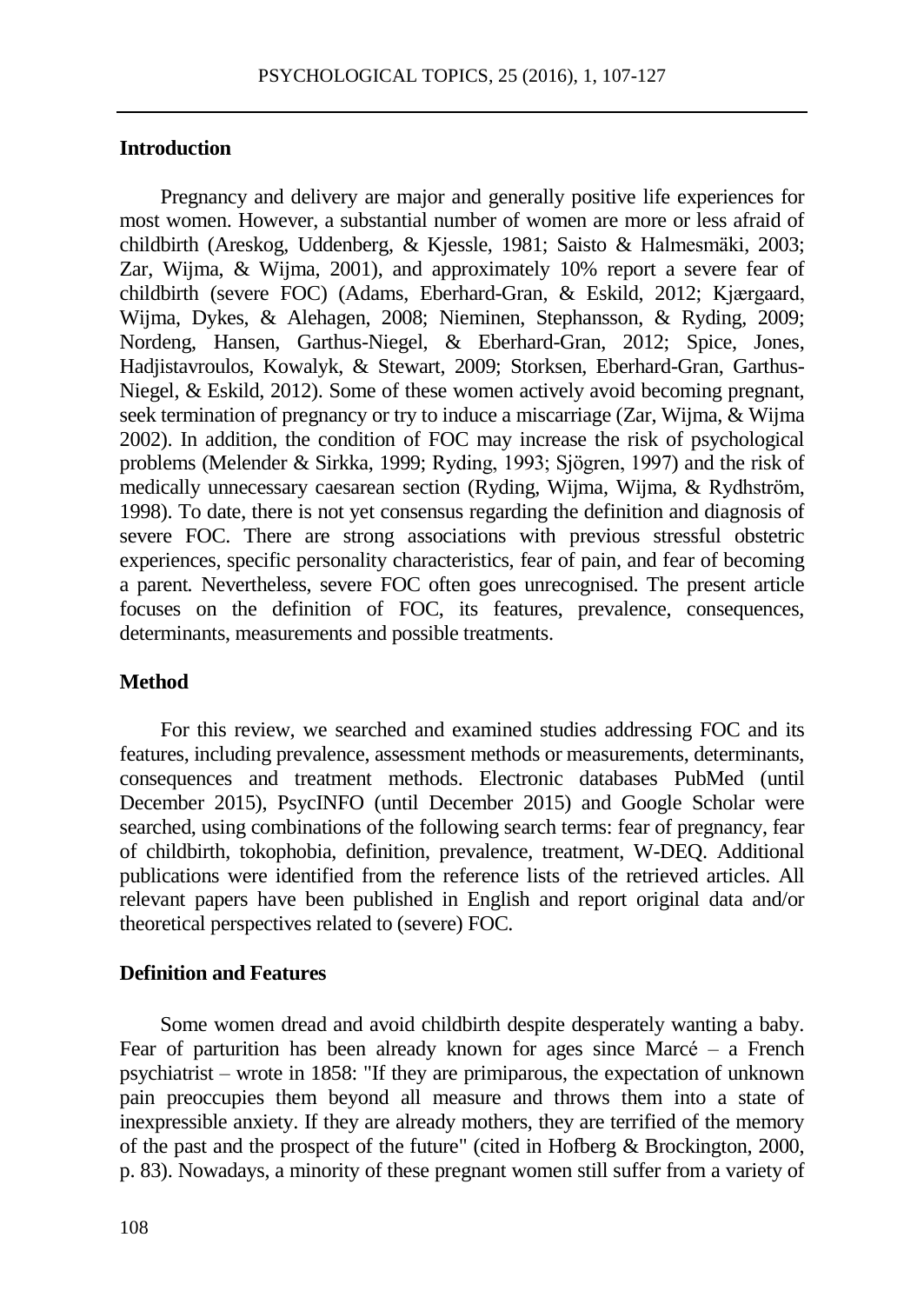## Introduction

Pregnancy and delivery are major and generally positive life experiences for most women. However, a substantial number of women are more or less afraid of childbirth (Areskog, Uddenberg, & Kjessle, 1981; Saisto & Halmesmäki, 2003; Zar, Wijma, & Wijma, 2001), and approximately 10% report a severe fear of childbirth (severe FOC) (Adams, Eberhard-Gran, & Eskild, 2012; Kjærgaard, Wijma, Dykes, & Alehagen, 2008; Nieminen, Stephansson, & Ryding, 2009; Nordeng, Hansen, Garthus-Niegel, & Eberhard-Gran, 2012; Spice, Jones, Hadjistavroulos, Kowalyk, & Stewart, 2009; Storksen, Eberhard-Gran, Garthus-Niegel, & Eskild, 2012). Some of these women actively avoid becoming pregnant, seek termination of pregnancy or try to induce a miscarriage (Zar, Wijma, & Wijma 2002). In addition, the condition of FOC may increase the risk of psychological problems (Melender & Sirkka, 1999; Ryding, 1993; Sjögren, 1997) and the risk of medically unnecessary caesarean section (Ryding, Wijma, Wijma, & Rydhström, 1998). To date, there is not yet consensus regarding the definition and diagnosis of severe FOC. There are strong associations with previous stressful obstetric experiences, specific personality characteristics, fear of pain, and fear of becoming a parent. Nevertheless, severe FOC often goes unrecognised. The present article focuses on the definition of FOC, its features, prevalence, consequences, determinants, measurements and possible treatments.

## Method

For this review, we searched and examined studies addressing FOC and its features, including prevalence, assessment methods or measurements, determinants, consequences and treatment methods. Electronic databases PubMed (until December 2015), PsycINFO (until December 2015) and Google Scholar were searched, using combinations of the following search terms: fear of pregnancy, fear of childbirth, tokophobia, definition, prevalence, treatment, W-DEQ. Additional publications were identified from the reference lists of the retrieved articles. All relevant papers have been published in English and report original data and/or theoretical perspectives related to (severe) FOC.

## Definition and Features

Some women dread and avoid childbirth despite desperately wanting a baby. Fear of parturition has been already known for ages since Marcé – a French psychiatrist – wrote in 1858: "If they are primiparous, the expectation of unknown pain preoccupies them beyond all measure and throws them into a state of inexpressible anxiety. If they are already mothers, they are terrified of the memory of the past and the prospect of the future" (cited in Hofberg & Brockington, 2000, p. 83). Nowadays, a minority of these pregnant women still suffer from a variety of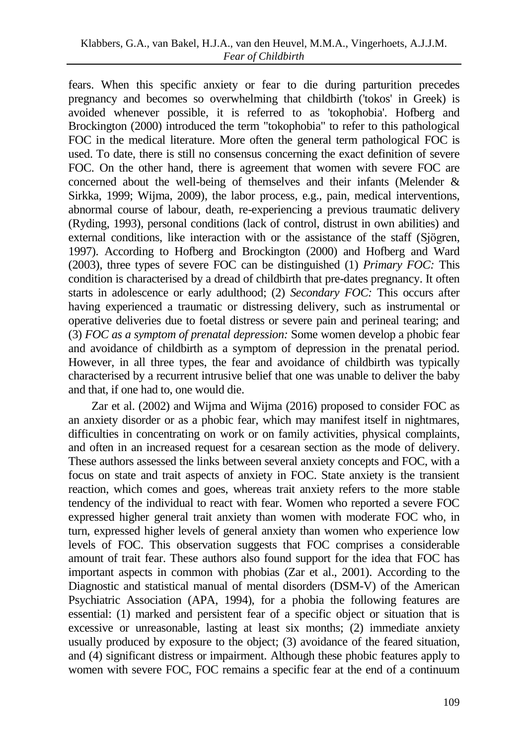fears. When this specific anxiety or fear to die during parturition precedes pregnancy and becomes so overwhelming that childbirth ('tokos' in Greek) is avoided whenever possible, it is referred to as 'tokophobia'. Hofberg and Brockington (2000) introduced the term "tokophobia" to refer to this pathological FOC in the medical literature. More often the general term pathological FOC is used. To date, there is still no consensus concerning the exact definition of severe FOC. On the other hand, there is agreement that women with severe FOC are concerned about the well-being of themselves and their infants (Melender & Sirkka, 1999; Wijma, 2009), the labor process, e.g., pain, medical interventions, abnormal course of labour, death, re-experiencing a previous traumatic delivery (Ryding, 1993), personal conditions (lack of control, distrust in own abilities) and external conditions, like interaction with or the assistance of the staff (Sjögren, 1997). According to Hofberg and Brockington (2000) and Hofberg and Ward (2003), three types of severe FOC can be distinguished (1) *Primary FOC:* This condition is characterised by a dread of childbirth that pre-dates pregnancy. It often starts in adolescence or early adulthood; (2) *Secondary FOC:* This occurs after having experienced a traumatic or distressing delivery, such as instrumental or operative deliveries due to foetal distress or severe pain and perineal tearing; and (3) *FOC as a symptom of prenatal depression:* Some women develop a phobic fear and avoidance of childbirth as a symptom of depression in the prenatal period. However, in all three types, the fear and avoidance of childbirth was typically characterised by a recurrent intrusive belief that one was unable to deliver the baby and that, if one had to, one would die.

Zar et al. (2002) and Wijma and Wijma (2016) proposed to consider FOC as an anxiety disorder or as a phobic fear, which may manifest itself in nightmares, difficulties in concentrating on work or on family activities, physical complaints, and often in an increased request for a cesarean section as the mode of delivery. These authors assessed the links between several anxiety concepts and FOC, with a focus on state and trait aspects of anxiety in FOC. State anxiety is the transient reaction, which comes and goes, whereas trait anxiety refers to the more stable tendency of the individual to react with fear. Women who reported a severe FOC expressed higher general trait anxiety than women with moderate FOC who, in turn, expressed higher levels of general anxiety than women who experience low levels of FOC. This observation suggests that FOC comprises a considerable amount of trait fear. These authors also found support for the idea that FOC has important aspects in common with phobias (Zar et al., 2001). According to the Diagnostic and statistical manual of mental disorders (DSM-V) of the American Psychiatric Association (APA, 1994), for a phobia the following features are essential: (1) marked and persistent fear of a specific object or situation that is excessive or unreasonable, lasting at least six months; (2) immediate anxiety usually produced by exposure to the object; (3) avoidance of the feared situation, and (4) significant distress or impairment. Although these phobic features apply to women with severe FOC, FOC remains a specific fear at the end of a continuum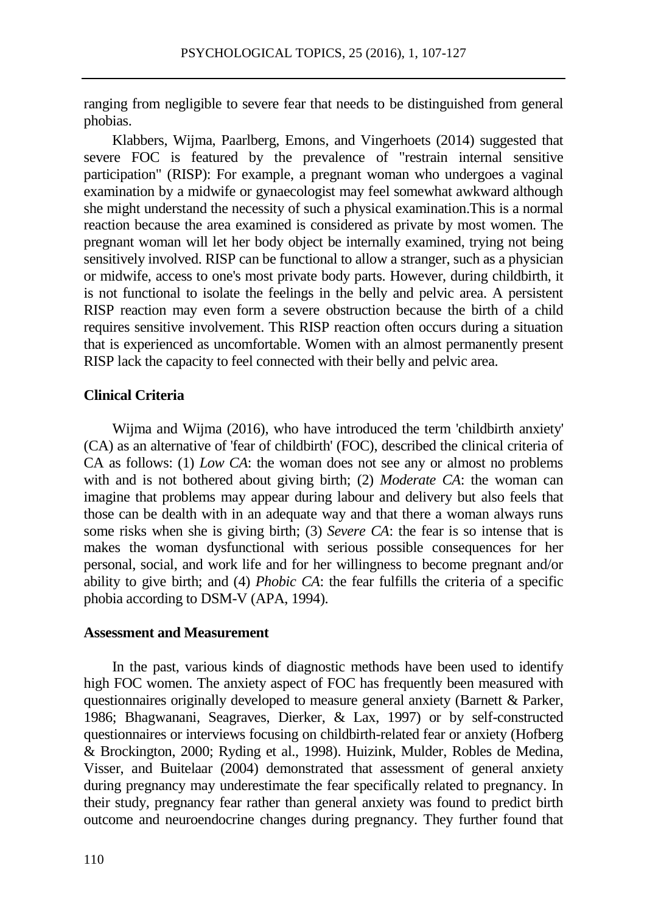ranging from negligible to severe fear that needs to be distinguished from general phobias.

Klabbers, Wijma, Paarlberg, Emons, and Vingerhoets (2014) suggested that severe FOC is featured by the prevalence of "restrain internal sensitive participation" (RISP): For example, a pregnant woman who undergoes a vaginal examination by a midwife or gynaecologist may feel somewhat awkward although she might understand the necessity of such a physical examination.This is a normal reaction because the area examined is considered as private by most women. The pregnant woman will let her body object be internally examined, trying not being sensitively involved. RISP can be functional to allow a stranger, such as a physician or midwife, access to one's most private body parts. However, during childbirth, it is not functional to isolate the feelings in the belly and pelvic area. A persistent RISP reaction may even form a severe obstruction because the birth of a child requires sensitive involvement. This RISP reaction often occurs during a situation that is experienced as uncomfortable. Women with an almost permanently present RISP lack the capacity to feel connected with their belly and pelvic area.

## Clinical Criteria

Wijma and Wijma (2016), who have introduced the term 'childbirth anxiety' (CA) as an alternative of 'fear of childbirth' (FOC), described the clinical criteria of CA as follows: (1) *Low CA*: the woman does not see any or almost no problems with and is not bothered about giving birth; (2) *Moderate CA*: the woman can imagine that problems may appear during labour and delivery but also feels that those can be dealth with in an adequate way and that there a woman always runs some risks when she is giving birth; (3) *Severe CA*: the fear is so intense that is makes the woman dysfunctional with serious possible consequences for her personal, social, and work life and for her willingness to become pregnant and/or ability to give birth; and (4) *Phobic CA*: the fear fulfills the criteria of a specific phobia according to DSM-V (APA, 1994).

## Assessment and Measurement

In the past, various kinds of diagnostic methods have been used to identify high FOC women. The anxiety aspect of FOC has frequently been measured with questionnaires originally developed to measure general anxiety (Barnett & Parker, 1986; Bhagwanani, Seagraves, Dierker, & Lax, 1997) or by self-constructed questionnaires or interviews focusing on childbirth-related fear or anxiety (Hofberg & Brockington, 2000; Ryding et al., 1998). Huizink, Mulder, Robles de Medina, Visser, and Buitelaar (2004) demonstrated that assessment of general anxiety during pregnancy may underestimate the fear specifically related to pregnancy. In their study, pregnancy fear rather than general anxiety was found to predict birth outcome and neuroendocrine changes during pregnancy. They further found that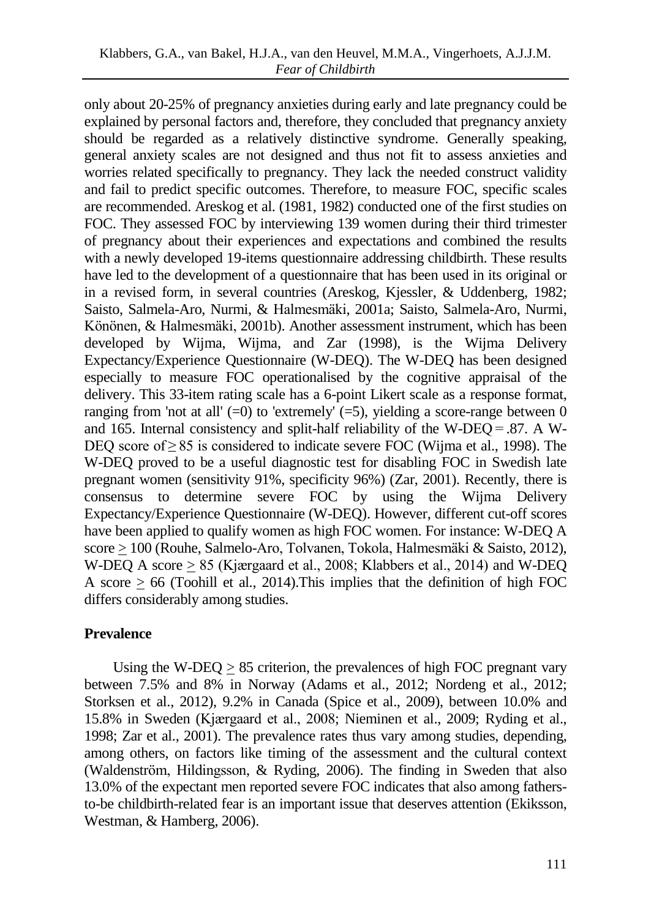only about 20-25% of pregnancy anxieties during early and late pregnancy could be explained by personal factors and, therefore, they concluded that pregnancy anxiety should be regarded as a relatively distinctive syndrome. Generally speaking, general anxiety scales are not designed and thus not fit to assess anxieties and worries related specifically to pregnancy. They lack the needed construct validity and fail to predict specific outcomes. Therefore, to measure FOC, specific scales are recommended. Areskog et al. (1981, 1982) conducted one of the first studies on FOC. They assessed FOC by interviewing 139 women during their third trimester of pregnancy about their experiences and expectations and combined the results with a newly developed 19-items questionnaire addressing childbirth. These results have led to the development of a questionnaire that has been used in its original or in a revised form, in several countries (Areskog, Kjessler, & Uddenberg, 1982; Saisto, Salmela-Aro, Nurmi, & Halmesmäki, 2001a; Saisto, Salmela-Aro, Nurmi, Könönen, & Halmesmäki, 2001b). Another assessment instrument, which has been developed by Wijma, Wijma, and Zar (1998), is the Wijma Delivery Expectancy/Experience Questionnaire (W-DEQ). The W-DEQ has been designed especially to measure FOC operationalised by the cognitive appraisal of the delivery. This 33-item rating scale has a 6-point Likert scale as a response format, ranging from 'not at all' (=0) to 'extremely' (=5), yielding a score-range between 0 and 165. Internal consistency and split-half reliability of the W-DEQ = .87. A W-DEQ score of ≥ 85 is considered to indicate severe FOC (Wijma et al., 1998). The W-DEQ proved to be a useful diagnostic test for disabling FOC in Swedish late pregnant women (sensitivity 91%, specificity 96%) (Zar, 2001). Recently, there is consensus to determine severe FOC by using the Wijma Delivery Expectancy/Experience Questionnaire (W-DEQ). However, different cut-off scores have been applied to qualify women as high FOC women. For instance: W-DEQ A score ≥ 100 (Rouhe, Salmelo-Aro, Tolvanen, Tokola, Halmesmäki & Saisto, 2012), W-DEQ A score ≥ 85 (Kjærgaard et al., 2008; Klabbers et al., 2014) and W-DEQ A score ≥ 66 (Toohill et al., 2014).This implies that the definition of high FOC differs considerably among studies.

## Prevalence

Using the W-DEQ ≥ 85 criterion, the prevalences of high FOC pregnant vary between 7.5% and 8% in Norway (Adams et al., 2012; Nordeng et al., 2012; Storksen et al., 2012), 9.2% in Canada (Spice et al., 2009), between 10.0% and 15.8% in Sweden (Kjærgaard et al., 2008; Nieminen et al., 2009; Ryding et al., 1998; Zar et al., 2001). The prevalence rates thus vary among studies, depending, among others, on factors like timing of the assessment and the cultural context (Waldenström, Hildingsson, & Ryding, 2006). The finding in Sweden that also 13.0% of the expectant men reported severe FOC indicates that also among fathers-to-be childbirth-related fear is an important issue that deserves attention (Ekiksson, Westman, & Hamberg, 2006).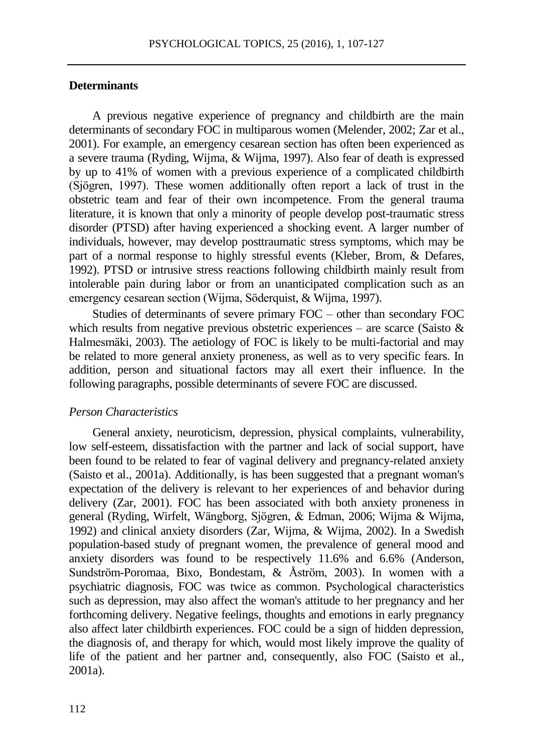## Determinants

A previous negative experience of pregnancy and childbirth are the main determinants of secondary FOC in multiparous women (Melender, 2002; Zar et al., 2001). For example, an emergency cesarean section has often been experienced as a severe trauma (Ryding, Wijma, & Wijma, 1997). Also fear of death is expressed by up to 41% of women with a previous experience of a complicated childbirth (Sjögren, 1997). These women additionally often report a lack of trust in the obstetric team and fear of their own incompetence. From the general trauma literature, it is known that only a minority of people develop post-traumatic stress disorder (PTSD) after having experienced a shocking event. A larger number of individuals, however, may develop posttraumatic stress symptoms, which may be part of a normal response to highly stressful events (Kleber, Brom, & Defares, 1992). PTSD or intrusive stress reactions following childbirth mainly result from intolerable pain during labor or from an unanticipated complication such as an emergency cesarean section (Wijma, Söderquist, & Wijma, 1997).

Studies of determinants of severe primary FOC – other than secondary FOC which results from negative previous obstetric experiences – are scarce (Saisto & Halmesmäki, 2003). The aetiology of FOC is likely to be multi-factorial and may be related to more general anxiety proneness, as well as to very specific fears. In addition, person and situational factors may all exert their influence. In the following paragraphs, possible determinants of severe FOC are discussed.

### *Person Characteristics*

General anxiety, neuroticism, depression, physical complaints, vulnerability, low self-esteem, dissatisfaction with the partner and lack of social support, have been found to be related to fear of vaginal delivery and pregnancy-related anxiety (Saisto et al., 2001a). Additionally, is has been suggested that a pregnant woman's expectation of the delivery is relevant to her experiences of and behavior during delivery (Zar, 2001). FOC has been associated with both anxiety proneness in general (Ryding, Wirfelt, Wängborg, Sjögren, & Edman, 2006; Wijma & Wijma, 1992) and clinical anxiety disorders (Zar, Wijma, & Wijma, 2002). In a Swedish population-based study of pregnant women, the prevalence of general mood and anxiety disorders was found to be respectively 11.6% and 6.6% (Anderson, Sundström-Poromaa, Bixo, Bondestam, & Åström, 2003). In women with a psychiatric diagnosis, FOC was twice as common. Psychological characteristics such as depression, may also affect the woman's attitude to her pregnancy and her forthcoming delivery. Negative feelings, thoughts and emotions in early pregnancy also affect later childbirth experiences. FOC could be a sign of hidden depression, the diagnosis of, and therapy for which, would most likely improve the quality of life of the patient and her partner and, consequently, also FOC (Saisto et al., 2001a).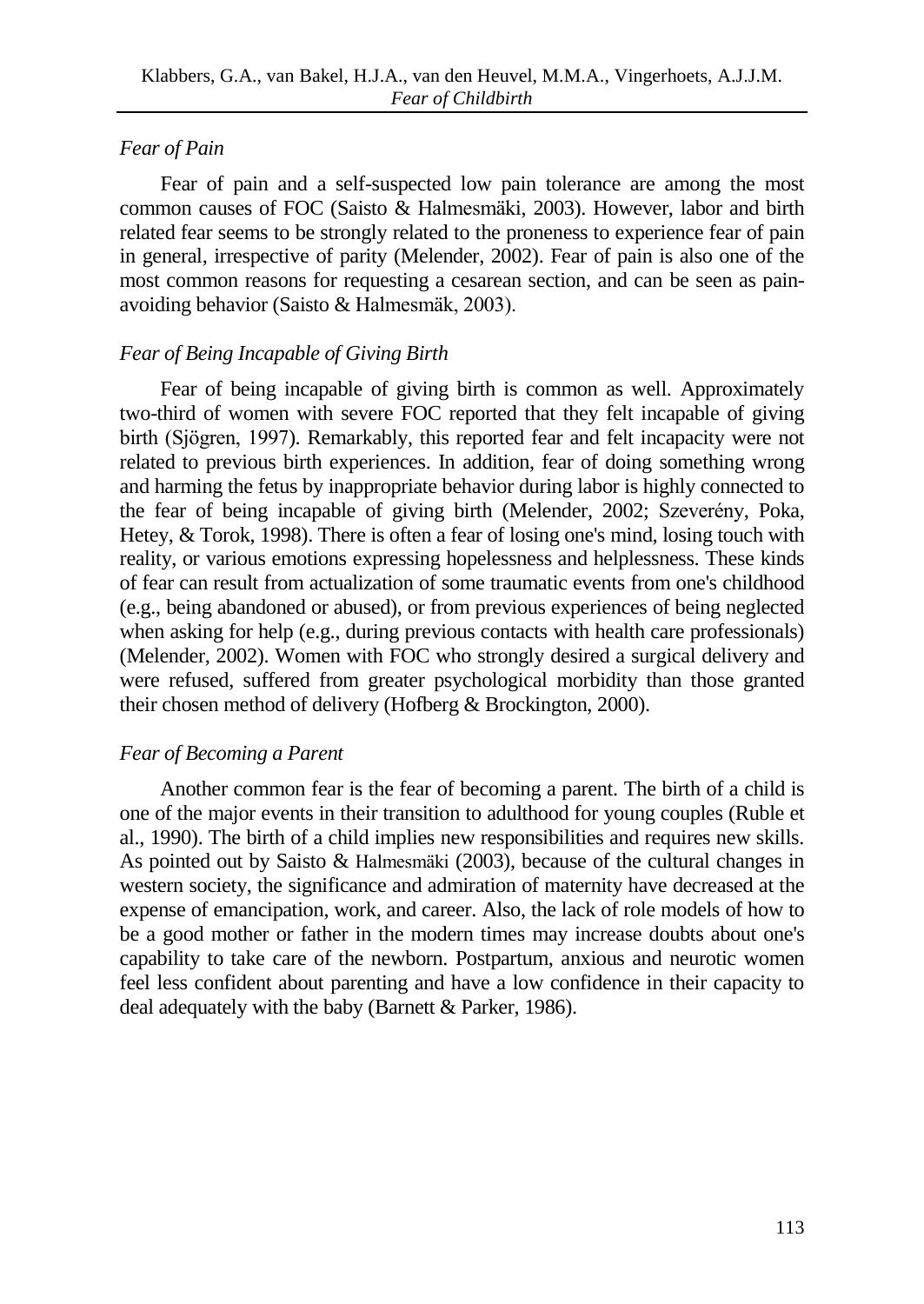### *Fear of Pain*

Fear of pain and a self-suspected low pain tolerance are among the most common causes of FOC (Saisto & Halmesmäki, 2003). However, labor and birth related fear seems to be strongly related to the proneness to experience fear of pain in general, irrespective of parity (Melender, 2002). Fear of pain is also one of the most common reasons for requesting a cesarean section, and can be seen as pain-avoiding behavior (Saisto & Halmesmäk, 2003).

### *Fear of Being Incapable of Giving Birth*

Fear of being incapable of giving birth is common as well. Approximately two-third of women with severe FOC reported that they felt incapable of giving birth (Sjögren, 1997). Remarkably, this reported fear and felt incapacity were not related to previous birth experiences. In addition, fear of doing something wrong and harming the fetus by inappropriate behavior during labor is highly connected to the fear of being incapable of giving birth (Melender, 2002; Szeverény, Poka, Hetey, & Torok, 1998). There is often a fear of losing one's mind, losing touch with reality, or various emotions expressing hopelessness and helplessness. These kinds of fear can result from actualization of some traumatic events from one's childhood (e.g., being abandoned or abused), or from previous experiences of being neglected when asking for help (e.g., during previous contacts with health care professionals) (Melender, 2002). Women with FOC who strongly desired a surgical delivery and were refused, suffered from greater psychological morbidity than those granted their chosen method of delivery (Hofberg & Brockington, 2000).

### *Fear of Becoming a Parent*

Another common fear is the fear of becoming a parent. The birth of a child is one of the major events in their transition to adulthood for young couples (Ruble et al., 1990). The birth of a child implies new responsibilities and requires new skills. As pointed out by Saisto & Halmesmäki (2003), because of the cultural changes in western society, the significance and admiration of maternity have decreased at the expense of emancipation, work, and career. Also, the lack of role models of how to be a good mother or father in the modern times may increase doubts about one's capability to take care of the newborn. Postpartum, anxious and neurotic women feel less confident about parenting and have a low confidence in their capacity to deal adequately with the baby (Barnett & Parker, 1986).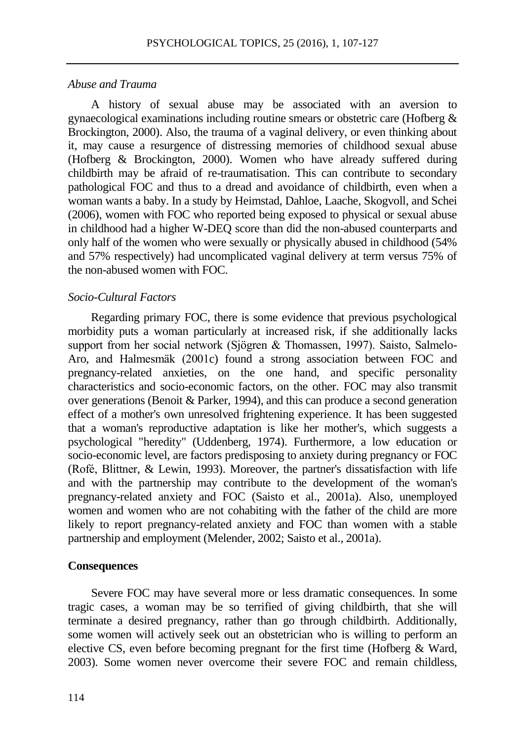*Abuse and Trauma*

A history of sexual abuse may be associated with an aversion to gynaecological examinations including routine smears or obstetric care (Hofberg & Brockington, 2000). Also, the trauma of a vaginal delivery, or even thinking about it, may cause a resurgence of distressing memories of childhood sexual abuse (Hofberg & Brockington, 2000). Women who have already suffered during childbirth may be afraid of re-traumatisation. This can contribute to secondary pathological FOC and thus to a dread and avoidance of childbirth, even when a woman wants a baby. In a study by Heimstad, Dahloe, Laache, Skogvoll, and Schei (2006), women with FOC who reported being exposed to physical or sexual abuse in childhood had a higher W-DEQ score than did the non-abused counterparts and only half of the women who were sexually or physically abused in childhood (54% and 57% respectively) had uncomplicated vaginal delivery at term versus 75% of the non-abused women with FOC.

*Socio-Cultural Factors*

Regarding primary FOC, there is some evidence that previous psychological morbidity puts a woman particularly at increased risk, if she additionally lacks support from her social network (Sjögren & Thomassen, 1997). Saisto, Salmelo-Aro, and Halmesmäk (2001c) found a strong association between FOC and pregnancy-related anxieties, on the one hand, and specific personality characteristics and socio-economic factors, on the other. FOC may also transmit over generations (Benoit & Parker, 1994), and this can produce a second generation effect of a mother's own unresolved frightening experience. It has been suggested that a woman's reproductive adaptation is like her mother's, which suggests a psychological "heredity" (Uddenberg, 1974). Furthermore, a low education or socio-economic level, are factors predisposing to anxiety during pregnancy or FOC (Rofé, Blittner, & Lewin, 1993). Moreover, the partner's dissatisfaction with life and with the partnership may contribute to the development of the woman's pregnancy-related anxiety and FOC (Saisto et al., 2001a). Also, unemployed women and women who are not cohabiting with the father of the child are more likely to report pregnancy-related anxiety and FOC than women with a stable partnership and employment (Melender, 2002; Saisto et al., 2001a).

**Consequences**

Severe FOC may have several more or less dramatic consequences. In some tragic cases, a woman may be so terrified of giving childbirth, that she will terminate a desired pregnancy, rather than go through childbirth. Additionally, some women will actively seek out an obstetrician who is willing to perform an elective CS, even before becoming pregnant for the first time (Hofberg & Ward, 2003). Some women never overcome their severe FOC and remain childless,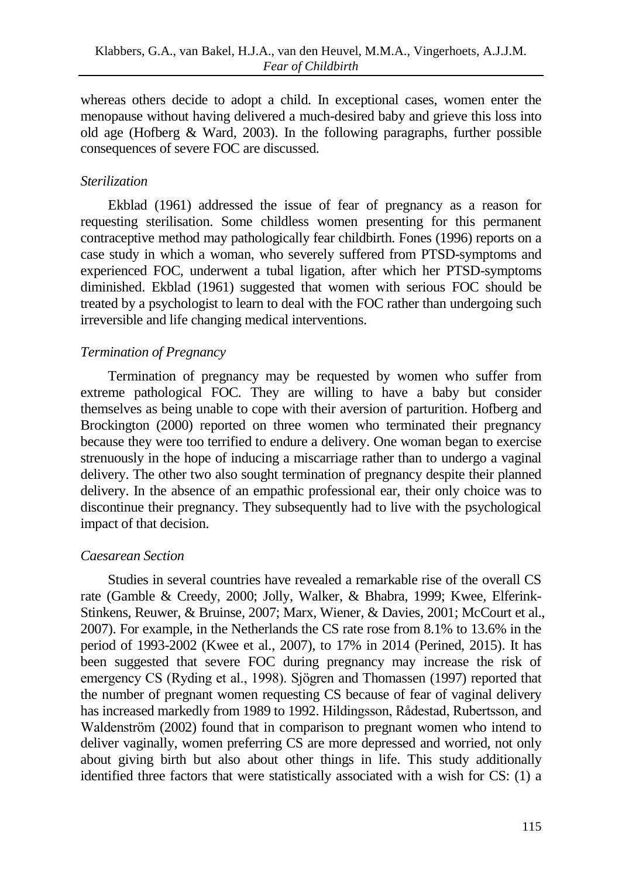whereas others decide to adopt a child. In exceptional cases, women enter the menopause without having delivered a much-desired baby and grieve this loss into old age (Hofberg & Ward, 2003). In the following paragraphs, further possible consequences of severe FOC are discussed.

### *Sterilization*

Ekblad (1961) addressed the issue of fear of pregnancy as a reason for requesting sterilisation. Some childless women presenting for this permanent contraceptive method may pathologically fear childbirth. Fones (1996) reports on a case study in which a woman, who severely suffered from PTSD-symptoms and experienced FOC, underwent a tubal ligation, after which her PTSD-symptoms diminished. Ekblad (1961) suggested that women with serious FOC should be treated by a psychologist to learn to deal with the FOC rather than undergoing such irreversible and life changing medical interventions.

### *Termination of Pregnancy*

Termination of pregnancy may be requested by women who suffer from extreme pathological FOC. They are willing to have a baby but consider themselves as being unable to cope with their aversion of parturition. Hofberg and Brockington (2000) reported on three women who terminated their pregnancy because they were too terrified to endure a delivery. One woman began to exercise strenuously in the hope of inducing a miscarriage rather than to undergo a vaginal delivery. The other two also sought termination of pregnancy despite their planned delivery. In the absence of an empathic professional ear, their only choice was to discontinue their pregnancy. They subsequently had to live with the psychological impact of that decision.

### *Caesarean Section*

Studies in several countries have revealed a remarkable rise of the overall CS rate (Gamble & Creedy, 2000; Jolly, Walker, & Bhabra, 1999; Kwee, Elferink-Stinkens, Reuwer, & Bruinse, 2007; Marx, Wiener, & Davies, 2001; McCourt et al., 2007). For example, in the Netherlands the CS rate rose from 8.1% to 13.6% in the period of 1993-2002 (Kwee et al., 2007), to 17% in 2014 (Perined, 2015). It has been suggested that severe FOC during pregnancy may increase the risk of emergency CS (Ryding et al., 1998). Sjögren and Thomassen (1997) reported that the number of pregnant women requesting CS because of fear of vaginal delivery has increased markedly from 1989 to 1992. Hildingsson, Rådestad, Rubertsson, and Waldenström (2002) found that in comparison to pregnant women who intend to deliver vaginally, women preferring CS are more depressed and worried, not only about giving birth but also about other things in life. This study additionally identified three factors that were statistically associated with a wish for CS: (1) a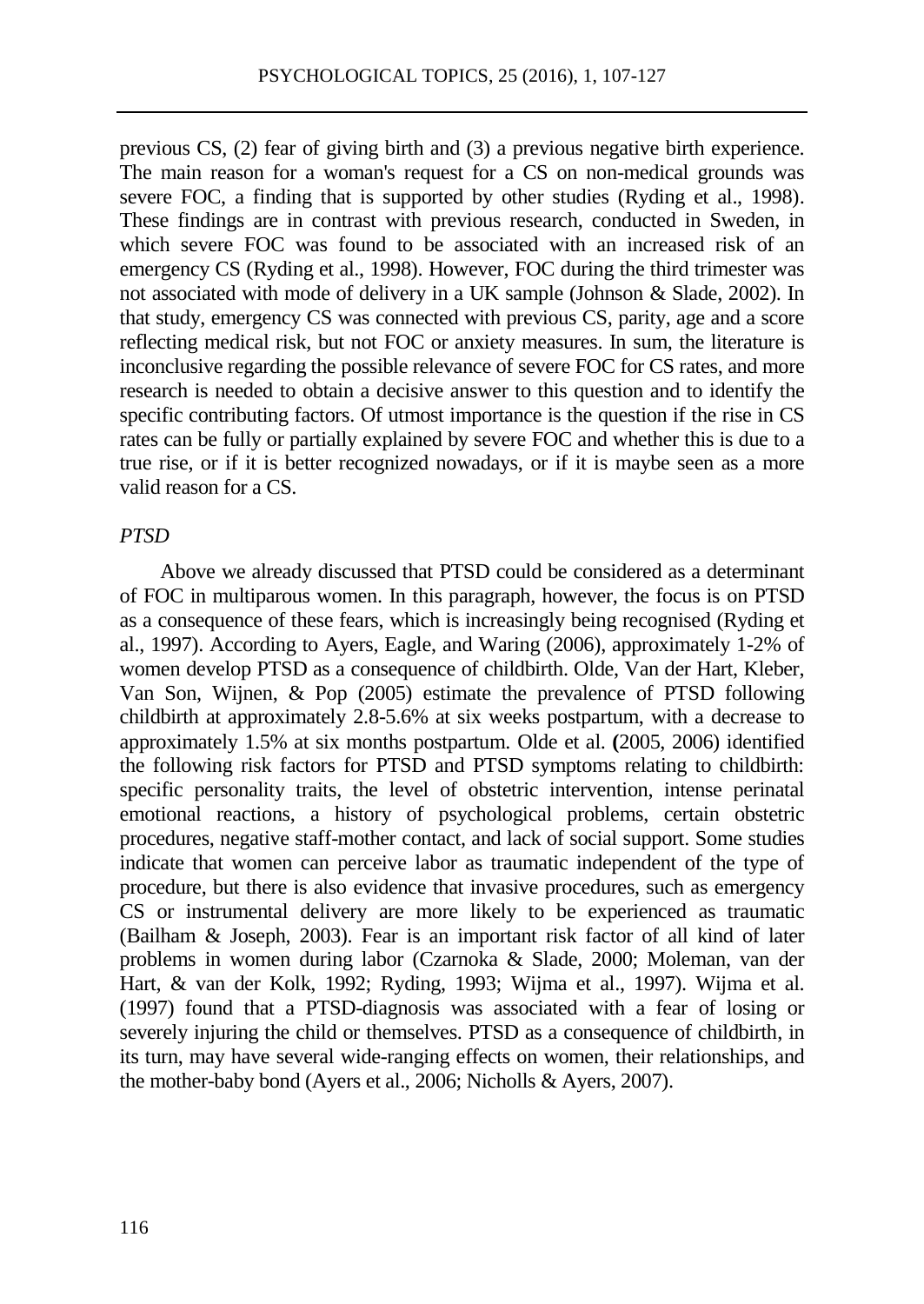previous CS, (2) fear of giving birth and (3) a previous negative birth experience. The main reason for a woman's request for a CS on non-medical grounds was severe FOC, a finding that is supported by other studies (Ryding et al., 1998). These findings are in contrast with previous research, conducted in Sweden, in which severe FOC was found to be associated with an increased risk of an emergency CS (Ryding et al., 1998). However, FOC during the third trimester was not associated with mode of delivery in a UK sample (Johnson & Slade, 2002). In that study, emergency CS was connected with previous CS, parity, age and a score reflecting medical risk, but not FOC or anxiety measures. In sum, the literature is inconclusive regarding the possible relevance of severe FOC for CS rates, and more research is needed to obtain a decisive answer to this question and to identify the specific contributing factors. Of utmost importance is the question if the rise in CS rates can be fully or partially explained by severe FOC and whether this is due to a true rise, or if it is better recognized nowadays, or if it is maybe seen as a more valid reason for a CS.

*PTSD*

Above we already discussed that PTSD could be considered as a determinant of FOC in multiparous women. In this paragraph, however, the focus is on PTSD as a consequence of these fears, which is increasingly being recognised (Ryding et al., 1997). According to Ayers, Eagle, and Waring (2006), approximately 1-2% of women develop PTSD as a consequence of childbirth. Olde, Van der Hart, Kleber, Van Son, Wijnen, & Pop (2005) estimate the prevalence of PTSD following childbirth at approximately 2.8-5.6% at six weeks postpartum, with a decrease to approximately 1.5% at six months postpartum. Olde et al. **(**2005, 2006) identified the following risk factors for PTSD and PTSD symptoms relating to childbirth: specific personality traits, the level of obstetric intervention, intense perinatal emotional reactions, a history of psychological problems, certain obstetric procedures, negative staff-mother contact, and lack of social support. Some studies indicate that women can perceive labor as traumatic independent of the type of procedure, but there is also evidence that invasive procedures, such as emergency CS or instrumental delivery are more likely to be experienced as traumatic (Bailham & Joseph, 2003). Fear is an important risk factor of all kind of later problems in women during labor (Czarnoka & Slade, 2000; Moleman, van der Hart, & van der Kolk, 1992; Ryding, 1993; Wijma et al., 1997). Wijma et al. (1997) found that a PTSD-diagnosis was associated with a fear of losing or severely injuring the child or themselves. PTSD as a consequence of childbirth, in its turn, may have several wide-ranging effects on women, their relationships, and the mother-baby bond (Ayers et al., 2006; Nicholls & Ayers, 2007).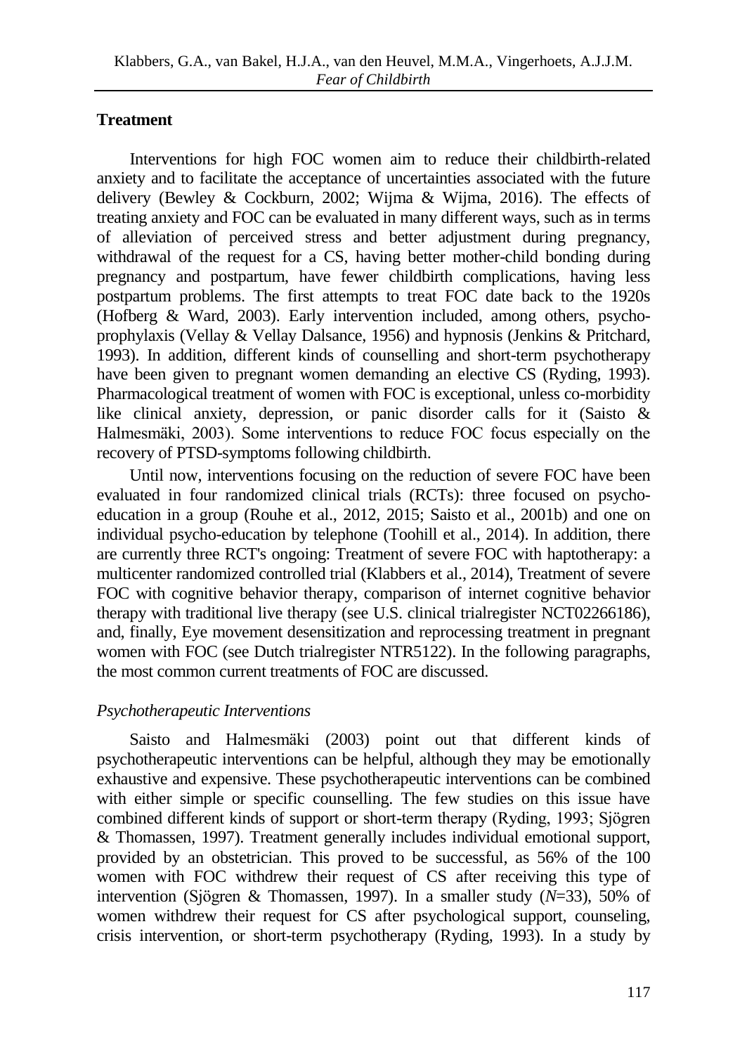## Treatment

Interventions for high FOC women aim to reduce their childbirth-related anxiety and to facilitate the acceptance of uncertainties associated with the future delivery (Bewley & Cockburn, 2002; Wijma & Wijma, 2016). The effects of treating anxiety and FOC can be evaluated in many different ways, such as in terms of alleviation of perceived stress and better adjustment during pregnancy, withdrawal of the request for a CS, having better mother-child bonding during pregnancy and postpartum, have fewer childbirth complications, having less postpartum problems. The first attempts to treat FOC date back to the 1920s (Hofberg & Ward, 2003). Early intervention included, among others, psycho-prophylaxis (Vellay & Vellay Dalsance, 1956) and hypnosis (Jenkins & Pritchard, 1993). In addition, different kinds of counselling and short-term psychotherapy have been given to pregnant women demanding an elective CS (Ryding, 1993). Pharmacological treatment of women with FOC is exceptional, unless co-morbidity like clinical anxiety, depression, or panic disorder calls for it (Saisto & Halmesmäki, 2003). Some interventions to reduce FOC focus especially on the recovery of PTSD-symptoms following childbirth.

Until now, interventions focusing on the reduction of severe FOC have been evaluated in four randomized clinical trials (RCTs): three focused on psycho-education in a group (Rouhe et al., 2012, 2015; Saisto et al., 2001b) and one on individual psycho-education by telephone (Toohill et al., 2014). In addition, there are currently three RCT's ongoing: Treatment of severe FOC with haptotherapy: a multicenter randomized controlled trial (Klabbers et al., 2014), Treatment of severe FOC with cognitive behavior therapy, comparison of internet cognitive behavior therapy with traditional live therapy (see U.S. clinical trialregister NCT02266186), and, finally, Eye movement desensitization and reprocessing treatment in pregnant women with FOC (see Dutch trialregister NTR5122). In the following paragraphs, the most common current treatments of FOC are discussed.

### *Psychotherapeutic Interventions*

Saisto and Halmesmäki (2003) point out that different kinds of psychotherapeutic interventions can be helpful, although they may be emotionally exhaustive and expensive. These psychotherapeutic interventions can be combined with either simple or specific counselling. The few studies on this issue have combined different kinds of support or short-term therapy (Ryding, 1993; Sjögren & Thomassen, 1997). Treatment generally includes individual emotional support, provided by an obstetrician. This proved to be successful, as 56% of the 100 women with FOC withdrew their request of CS after receiving this type of intervention (Sjögren & Thomassen, 1997). In a smaller study (*N*=33), 50% of women withdrew their request for CS after psychological support, counseling, crisis intervention, or short-term psychotherapy (Ryding, 1993). In a study by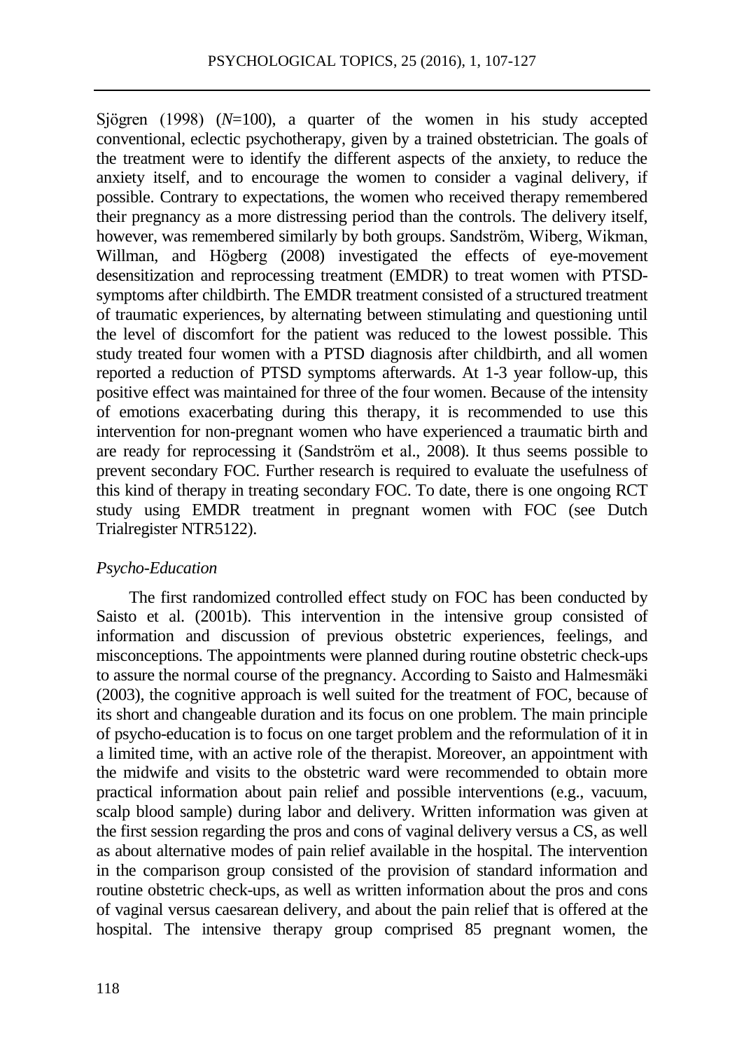Sjögren (1998) (*N*=100), a quarter of the women in his study accepted conventional, eclectic psychotherapy, given by a trained obstetrician. The goals of the treatment were to identify the different aspects of the anxiety, to reduce the anxiety itself, and to encourage the women to consider a vaginal delivery, if possible. Contrary to expectations, the women who received therapy remembered their pregnancy as a more distressing period than the controls. The delivery itself, however, was remembered similarly by both groups. Sandström, Wiberg, Wikman, Willman, and Högberg (2008) investigated the effects of eye-movement desensitization and reprocessing treatment (EMDR) to treat women with PTSD-symptoms after childbirth. The EMDR treatment consisted of a structured treatment of traumatic experiences, by alternating between stimulating and questioning until the level of discomfort for the patient was reduced to the lowest possible. This study treated four women with a PTSD diagnosis after childbirth, and all women reported a reduction of PTSD symptoms afterwards. At 1-3 year follow-up, this positive effect was maintained for three of the four women. Because of the intensity of emotions exacerbating during this therapy, it is recommended to use this intervention for non-pregnant women who have experienced a traumatic birth and are ready for reprocessing it (Sandström et al., 2008). It thus seems possible to prevent secondary FOC. Further research is required to evaluate the usefulness of this kind of therapy in treating secondary FOC. To date, there is one ongoing RCT study using EMDR treatment in pregnant women with FOC (see Dutch Trialregister NTR5122).

### *Psycho-Education*

The first randomized controlled effect study on FOC has been conducted by Saisto et al. (2001b). This intervention in the intensive group consisted of information and discussion of previous obstetric experiences, feelings, and misconceptions. The appointments were planned during routine obstetric check-ups to assure the normal course of the pregnancy. According to Saisto and Halmesmäki (2003), the cognitive approach is well suited for the treatment of FOC, because of its short and changeable duration and its focus on one problem. The main principle of psycho-education is to focus on one target problem and the reformulation of it in a limited time, with an active role of the therapist. Moreover, an appointment with the midwife and visits to the obstetric ward were recommended to obtain more practical information about pain relief and possible interventions (e.g., vacuum, scalp blood sample) during labor and delivery. Written information was given at the first session regarding the pros and cons of vaginal delivery versus a CS, as well as about alternative modes of pain relief available in the hospital. The intervention in the comparison group consisted of the provision of standard information and routine obstetric check-ups, as well as written information about the pros and cons of vaginal versus caesarean delivery, and about the pain relief that is offered at the hospital. The intensive therapy group comprised 85 pregnant women, the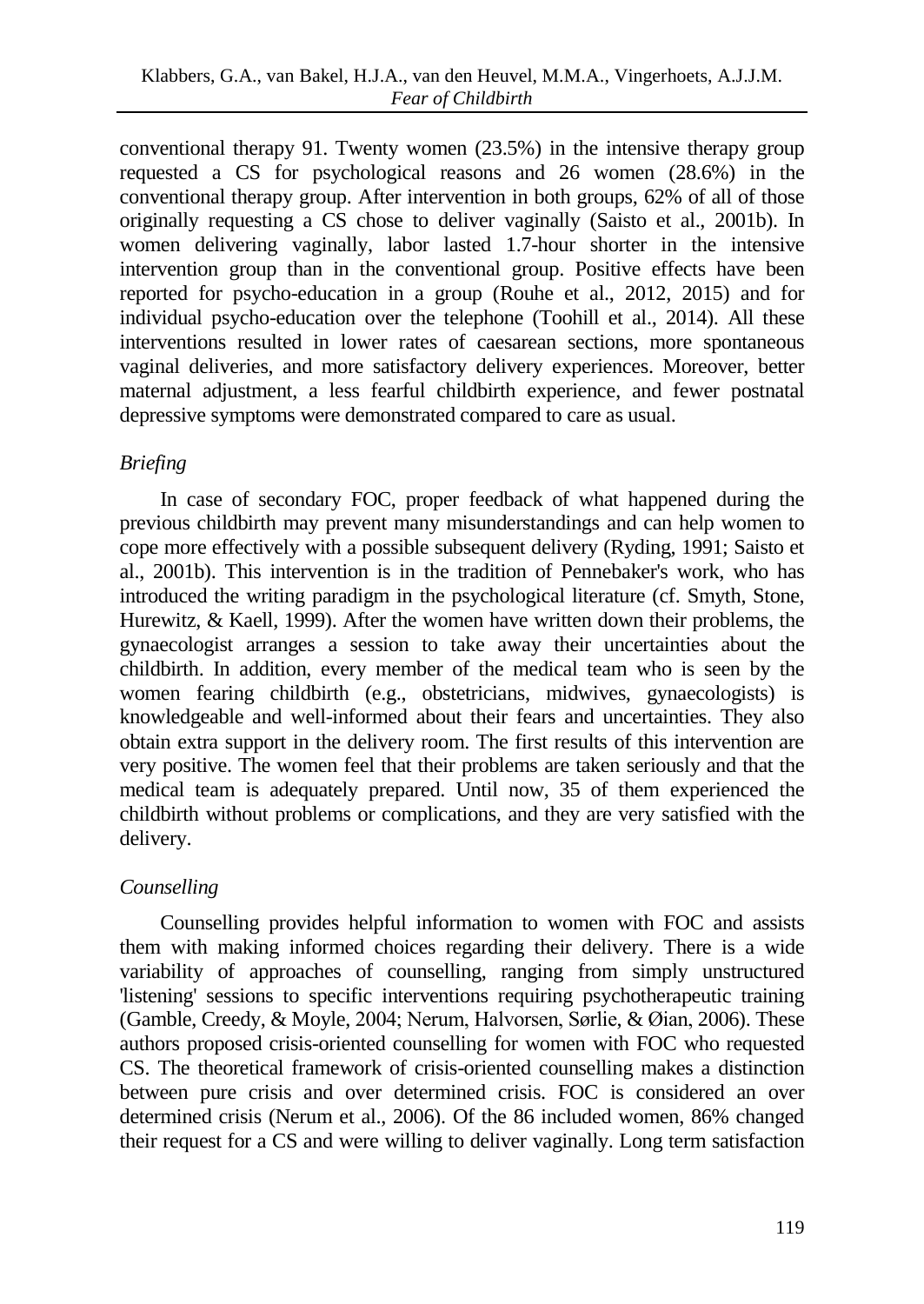conventional therapy 91. Twenty women (23.5%) in the intensive therapy group requested a CS for psychological reasons and 26 women (28.6%) in the conventional therapy group. After intervention in both groups, 62% of all of those originally requesting a CS chose to deliver vaginally (Saisto et al., 2001b). In women delivering vaginally, labor lasted 1.7-hour shorter in the intensive intervention group than in the conventional group. Positive effects have been reported for psycho-education in a group (Rouhe et al., 2012, 2015) and for individual psycho-education over the telephone (Toohill et al., 2014). All these interventions resulted in lower rates of caesarean sections, more spontaneous vaginal deliveries, and more satisfactory delivery experiences. Moreover, better maternal adjustment, a less fearful childbirth experience, and fewer postnatal depressive symptoms were demonstrated compared to care as usual.

*Briefing*

In case of secondary FOC, proper feedback of what happened during the previous childbirth may prevent many misunderstandings and can help women to cope more effectively with a possible subsequent delivery (Ryding, 1991; Saisto et al., 2001b). This intervention is in the tradition of Pennebaker's work, who has introduced the writing paradigm in the psychological literature (cf. Smyth, Stone, Hurewitz, & Kaell, 1999). After the women have written down their problems, the gynaecologist arranges a session to take away their uncertainties about the childbirth. In addition, every member of the medical team who is seen by the women fearing childbirth (e.g., obstetricians, midwives, gynaecologists) is knowledgeable and well-informed about their fears and uncertainties. They also obtain extra support in the delivery room. The first results of this intervention are very positive. The women feel that their problems are taken seriously and that the medical team is adequately prepared. Until now, 35 of them experienced the childbirth without problems or complications, and they are very satisfied with the delivery.

*Counselling*

Counselling provides helpful information to women with FOC and assists them with making informed choices regarding their delivery. There is a wide variability of approaches of counselling, ranging from simply unstructured 'listening' sessions to specific interventions requiring psychotherapeutic training (Gamble, Creedy, & Moyle, 2004; Nerum, Halvorsen, Sørlie, & Øian, 2006). These authors proposed crisis-oriented counselling for women with FOC who requested CS. The theoretical framework of crisis-oriented counselling makes a distinction between pure crisis and over determined crisis. FOC is considered an over determined crisis (Nerum et al., 2006). Of the 86 included women, 86% changed their request for a CS and were willing to deliver vaginally. Long term satisfaction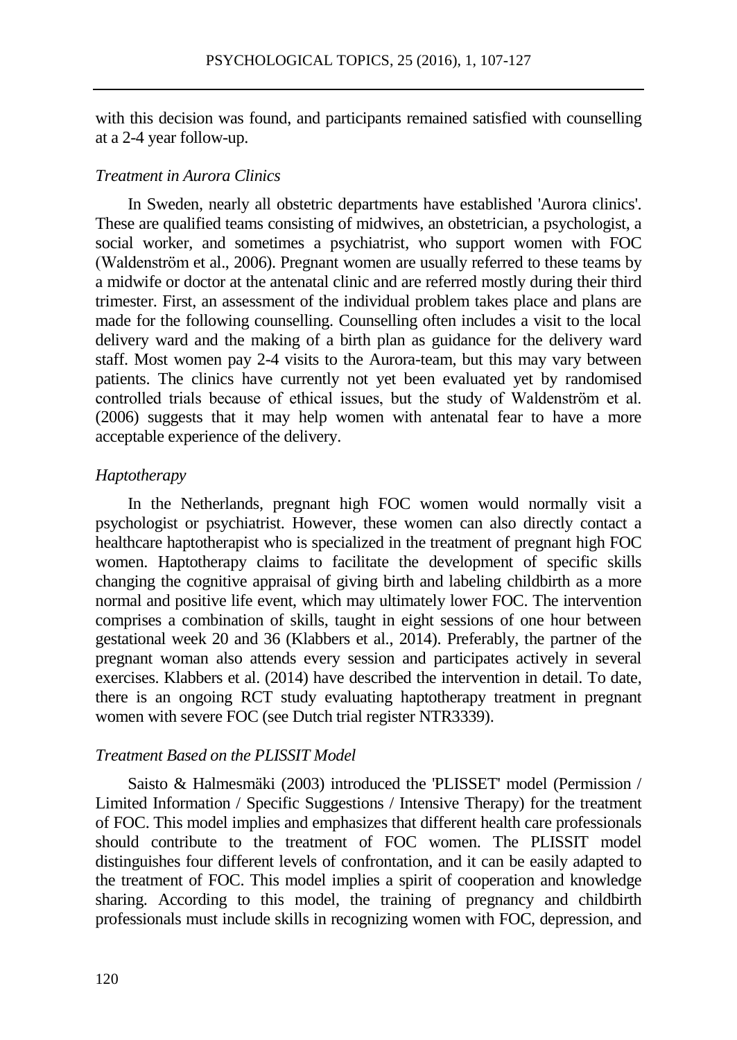with this decision was found, and participants remained satisfied with counselling at a 2-4 year follow-up.

### *Treatment in Aurora Clinics*

In Sweden, nearly all obstetric departments have established 'Aurora clinics'. These are qualified teams consisting of midwives, an obstetrician, a psychologist, a social worker, and sometimes a psychiatrist, who support women with FOC (Waldenström et al., 2006). Pregnant women are usually referred to these teams by a midwife or doctor at the antenatal clinic and are referred mostly during their third trimester. First, an assessment of the individual problem takes place and plans are made for the following counselling. Counselling often includes a visit to the local delivery ward and the making of a birth plan as guidance for the delivery ward staff. Most women pay 2-4 visits to the Aurora-team, but this may vary between patients. The clinics have currently not yet been evaluated yet by randomised controlled trials because of ethical issues, but the study of Waldenström et al. (2006) suggests that it may help women with antenatal fear to have a more acceptable experience of the delivery.

### *Haptotherapy*

In the Netherlands, pregnant high FOC women would normally visit a psychologist or psychiatrist. However, these women can also directly contact a healthcare haptotherapist who is specialized in the treatment of pregnant high FOC women. Haptotherapy claims to facilitate the development of specific skills changing the cognitive appraisal of giving birth and labeling childbirth as a more normal and positive life event, which may ultimately lower FOC. The intervention comprises a combination of skills, taught in eight sessions of one hour between gestational week 20 and 36 (Klabbers et al., 2014). Preferably, the partner of the pregnant woman also attends every session and participates actively in several exercises. Klabbers et al. (2014) have described the intervention in detail. To date, there is an ongoing RCT study evaluating haptotherapy treatment in pregnant women with severe FOC (see Dutch trial register NTR3339).

### *Treatment Based on the PLISSIT Model*

Saisto & Halmesmäki (2003) introduced the 'PLISSET' model (Permission / Limited Information / Specific Suggestions / Intensive Therapy) for the treatment of FOC. This model implies and emphasizes that different health care professionals should contribute to the treatment of FOC women. The PLISSIT model distinguishes four different levels of confrontation, and it can be easily adapted to the treatment of FOC. This model implies a spirit of cooperation and knowledge sharing. According to this model, the training of pregnancy and childbirth professionals must include skills in recognizing women with FOC, depression, and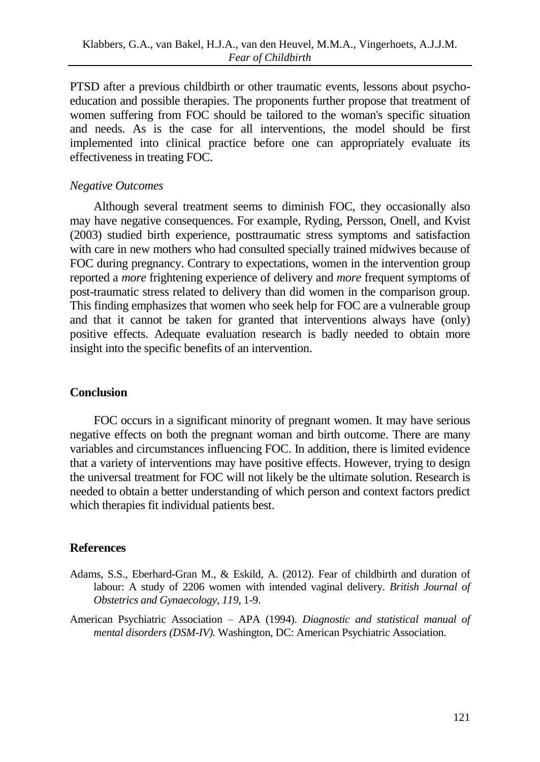PTSD after a previous childbirth or other traumatic events, lessons about psycho-education and possible therapies. The proponents further propose that treatment of women suffering from FOC should be tailored to the woman's specific situation and needs. As is the case for all interventions, the model should be first implemented into clinical practice before one can appropriately evaluate its effectiveness in treating FOC.

### *Negative Outcomes*

Although several treatment seems to diminish FOC, they occasionally also may have negative consequences. For example, Ryding, Persson, Onell, and Kvist (2003) studied birth experience, posttraumatic stress symptoms and satisfaction with care in new mothers who had consulted specially trained midwives because of FOC during pregnancy. Contrary to expectations, women in the intervention group reported a *more* frightening experience of delivery and *more* frequent symptoms of post-traumatic stress related to delivery than did women in the comparison group. This finding emphasizes that women who seek help for FOC are a vulnerable group and that it cannot be taken for granted that interventions always have (only) positive effects. Adequate evaluation research is badly needed to obtain more insight into the specific benefits of an intervention.

## **Conclusion**

FOC occurs in a significant minority of pregnant women. It may have serious negative effects on both the pregnant woman and birth outcome. There are many variables and circumstances influencing FOC. In addition, there is limited evidence that a variety of interventions may have positive effects. However, trying to design the universal treatment for FOC will not likely be the ultimate solution. Research is needed to obtain a better understanding of which person and context factors predict which therapies fit individual patients best.

## **References**

Adams, S.S., Eberhard-Gran M., & Eskild, A. (2012). Fear of childbirth and duration of labour: A study of 2206 women with intended vaginal delivery. *British Journal of Obstetrics and Gynaecology*, *119*, 1-9.

American Psychiatric Association – APA (1994). *Diagnostic and statistical manual of mental disorders (DSM-IV).* Washington, DC: American Psychiatric Association.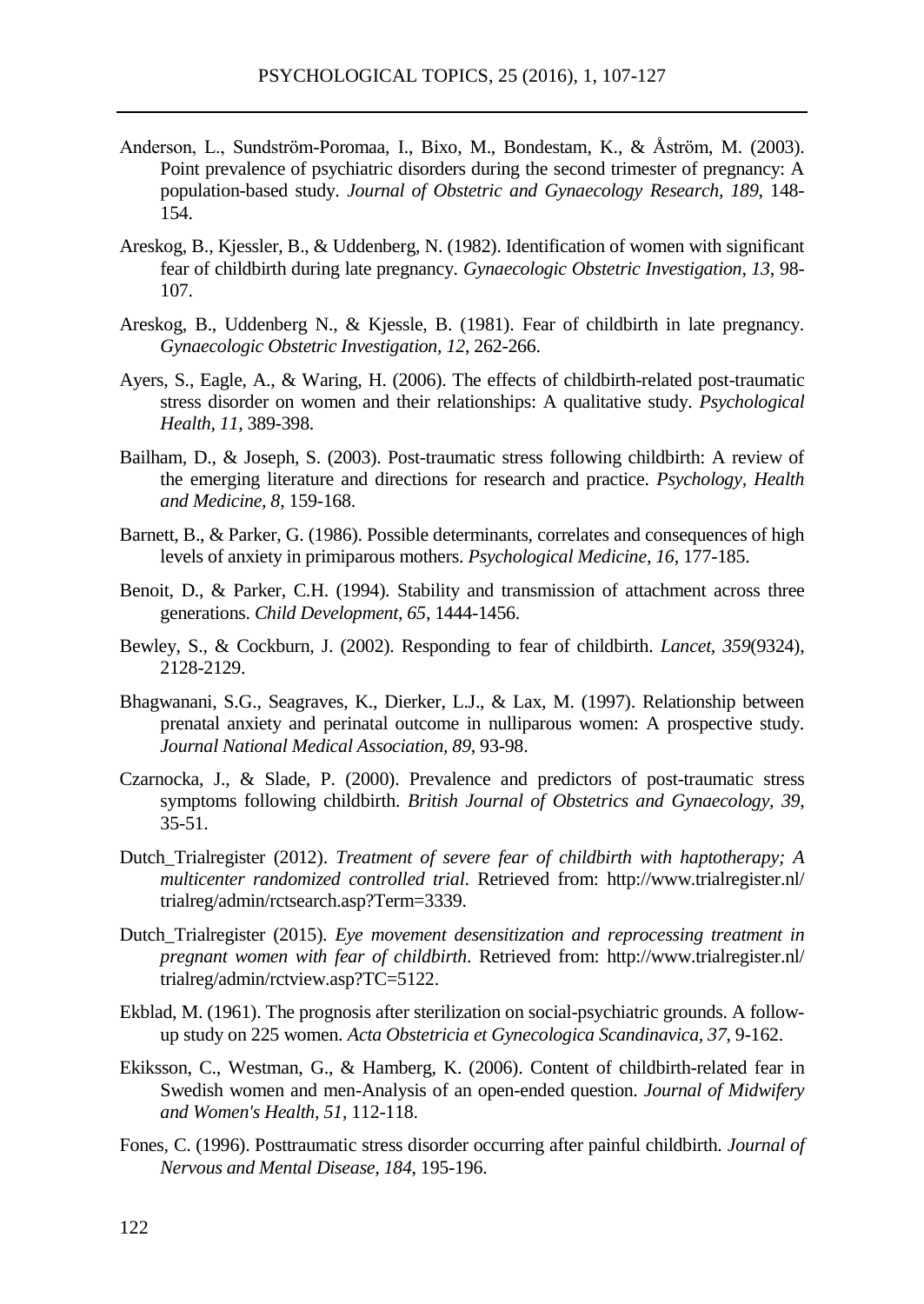Anderson, L., Sundström-Poromaa, I., Bixo, M., Bondestam, K., & Åström, M. (2003). Point prevalence of psychiatric disorders during the second trimester of pregnancy: A population-based study. *Journal of Obstetric and Gynaecology Research, 189*, 148-154.

Areskog, B., Kjessler, B., & Uddenberg, N. (1982). Identification of women with significant fear of childbirth during late pregnancy. *Gynaecologic Obstetric Investigation, 13*, 98-107.

Areskog, B., Uddenberg N., & Kjessle, B. (1981). Fear of childbirth in late pregnancy. *Gynaecologic Obstetric Investigation, 12*, 262-266.

Ayers, S., Eagle, A., & Waring, H. (2006). The effects of childbirth-related post-traumatic stress disorder on women and their relationships: A qualitative study. *Psychological Health, 11*, 389-398.

Bailham, D., & Joseph, S. (2003). Post-traumatic stress following childbirth: A review of the emerging literature and directions for research and practice. *Psychology, Health and Medicine, 8*, 159-168.

Barnett, B., & Parker, G. (1986). Possible determinants, correlates and consequences of high levels of anxiety in primiparous mothers. *Psychological Medicine, 16*, 177-185.

Benoit, D., & Parker, C.H. (1994). Stability and transmission of attachment across three generations. *Child Development, 65*, 1444-1456.

Bewley, S., & Cockburn, J. (2002). Responding to fear of childbirth. *Lancet, 359*(9324), 2128-2129.

Bhagwanani, S.G., Seagraves, K., Dierker, L.J., & Lax, M. (1997). Relationship between prenatal anxiety and perinatal outcome in nulliparous women: A prospective study. *Journal National Medical Association, 89*, 93-98.

Czarnocka, J., & Slade, P. (2000). Prevalence and predictors of post-traumatic stress symptoms following childbirth. *British Journal of Obstetrics and Gynaecology, 39*, 35-51.

Dutch_Trialregister (2012). *Treatment of severe fear of childbirth with haptotherapy; A multicenter randomized controlled trial*. Retrieved from: http://www.trialregister.nl/trialreg/admin/rctsearch.asp?Term=3339.

Dutch_Trialregister (2015). *Eye movement desensitization and reprocessing treatment in pregnant women with fear of childbirth*. Retrieved from: http://www.trialregister.nl/trialreg/admin/rctview.asp?TC=5122.

Ekblad, M. (1961). The prognosis after sterilization on social-psychiatric grounds. A follow-up study on 225 women. *Acta Obstetricia et Gynecologica Scandinavica, 37*, 9-162.

Ekiksson, C., Westman, G., & Hamberg, K. (2006). Content of childbirth-related fear in Swedish women and men-Analysis of an open-ended question. *Journal of Midwifery and Women's Health, 51*, 112-118.

Fones, C. (1996). Posttraumatic stress disorder occurring after painful childbirth. *Journal of Nervous and Mental Disease, 184*, 195-196.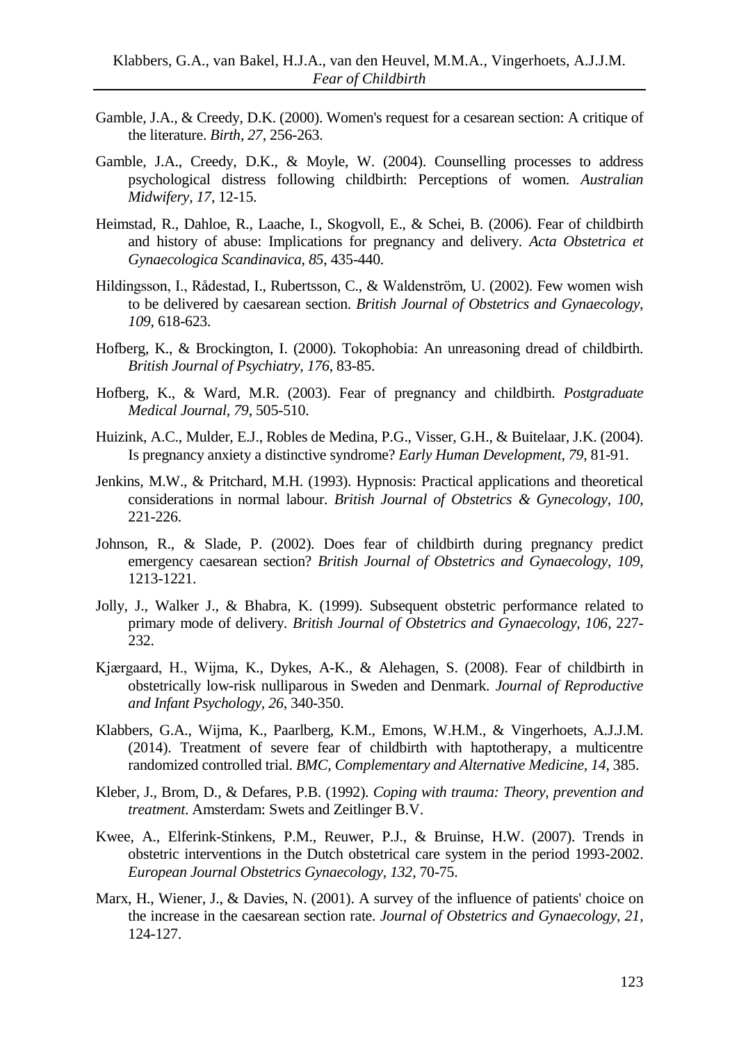Gamble, J.A., & Creedy, D.K. (2000). Women's request for a cesarean section: A critique of the literature. *Birth, 27*, 256-263.

Gamble, J.A., Creedy, D.K., & Moyle, W. (2004). Counselling processes to address psychological distress following childbirth: Perceptions of women. *Australian Midwifery, 17*, 12-15.

Heimstad, R., Dahloe, R., Laache, I., Skogvoll, E., & Schei, B. (2006). Fear of childbirth and history of abuse: Implications for pregnancy and delivery. *Acta Obstetrica et Gynaecologica Scandinavica, 85*, 435-440.

Hildingsson, I., Rådestad, I., Rubertsson, C., & Waldenström, U. (2002). Few women wish to be delivered by caesarean section. *British Journal of Obstetrics and Gynaecology, 109*, 618-623.

Hofberg, K., & Brockington, I. (2000). Tokophobia: An unreasoning dread of childbirth. *British Journal of Psychiatry, 176*, 83-85.

Hofberg, K., & Ward, M.R. (2003). Fear of pregnancy and childbirth. *Postgraduate Medical Journal, 79*, 505-510.

Huizink, A.C., Mulder, E.J., Robles de Medina, P.G., Visser, G.H., & Buitelaar, J.K. (2004). Is pregnancy anxiety a distinctive syndrome? *Early Human Development, 79*, 81-91.

Jenkins, M.W., & Pritchard, M.H. (1993). Hypnosis: Practical applications and theoretical considerations in normal labour. *British Journal of Obstetrics & Gynecology, 100*, 221-226.

Johnson, R., & Slade, P. (2002). Does fear of childbirth during pregnancy predict emergency caesarean section? *British Journal of Obstetrics and Gynaecology, 109*, 1213-1221.

Jolly, J., Walker J., & Bhabra, K. (1999). Subsequent obstetric performance related to primary mode of delivery. *British Journal of Obstetrics and Gynaecology, 106*, 227-232.

Kjærgaard, H., Wijma, K., Dykes, A-K., & Alehagen, S. (2008). Fear of childbirth in obstetrically low-risk nulliparous in Sweden and Denmark. *Journal of Reproductive and Infant Psychology, 26*, 340-350.

Klabbers, G.A., Wijma, K., Paarlberg, K.M., Emons, W.H.M., & Vingerhoets, A.J.J.M. (2014). Treatment of severe fear of childbirth with haptotherapy, a multicentre randomized controlled trial. *BMC, Complementary and Alternative Medicine, 14*, 385.

Kleber, J., Brom, D., & Defares, P.B. (1992). *Coping with trauma: Theory, prevention and treatment*. Amsterdam: Swets and Zeitlinger B.V.

Kwee, A., Elferink-Stinkens, P.M., Reuwer, P.J., & Bruinse, H.W. (2007). Trends in obstetric interventions in the Dutch obstetrical care system in the period 1993-2002. *European Journal Obstetrics Gynaecology, 132*, 70-75.

Marx, H., Wiener, J., & Davies, N. (2001). A survey of the influence of patients' choice on the increase in the caesarean section rate. *Journal of Obstetrics and Gynaecology, 21*, 124-127.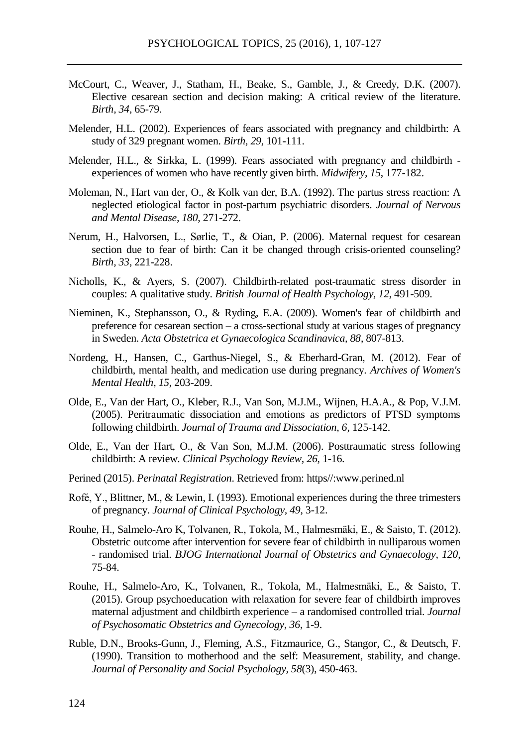McCourt, C., Weaver, J., Statham, H., Beake, S., Gamble, J., & Creedy, D.K. (2007). Elective cesarean section and decision making: A critical review of the literature. *Birth, 34*, 65-79.

Melender, H.L. (2002). Experiences of fears associated with pregnancy and childbirth: A study of 329 pregnant women. *Birth, 29*, 101-111.

Melender, H.L., & Sirkka, L. (1999). Fears associated with pregnancy and childbirth - experiences of women who have recently given birth. *Midwifery, 15*, 177-182.

Moleman, N., Hart van der, O., & Kolk van der, B.A. (1992). The partus stress reaction: A neglected etiological factor in post-partum psychiatric disorders. *Journal of Nervous and Mental Disease, 180*, 271-272.

Nerum, H., Halvorsen, L., Sørlie, T., & Oian, P. (2006). Maternal request for cesarean section due to fear of birth: Can it be changed through crisis-oriented counseling? *Birth, 33*, 221-228.

Nicholls, K., & Ayers, S. (2007). Childbirth-related post-traumatic stress disorder in couples: A qualitative study. *British Journal of Health Psychology, 12*, 491-509.

Nieminen, K., Stephansson, O., & Ryding, E.A. (2009). Women's fear of childbirth and preference for cesarean section – a cross-sectional study at various stages of pregnancy in Sweden. *Acta Obstetrica et Gynaecologica Scandinavica, 88*, 807-813.

Nordeng, H., Hansen, C., Garthus-Niegel, S., & Eberhard-Gran, M. (2012). Fear of childbirth, mental health, and medication use during pregnancy. *Archives of Women's Mental Health, 15*, 203-209.

Olde, E., Van der Hart, O., Kleber, R.J., Van Son, M.J.M., Wijnen, H.A.A., & Pop, V.J.M. (2005). Peritraumatic dissociation and emotions as predictors of PTSD symptoms following childbirth. *Journal of Trauma and Dissociation, 6*, 125-142.

Olde, E., Van der Hart, O., & Van Son, M.J.M. (2006). Posttraumatic stress following childbirth: A review. *Clinical Psychology Review, 26*, 1-16.

Perined (2015). *Perinatal Registration*. Retrieved from: https//:www.perined.nl

Rofé, Y., Blittner, M., & Lewin, I. (1993). Emotional experiences during the three trimesters of pregnancy. *Journal of Clinical Psychology, 49*, 3-12.

Rouhe, H., Salmelo-Aro K, Tolvanen, R., Tokola, M., Halmesmäki, E., & Saisto, T. (2012). Obstetric outcome after intervention for severe fear of childbirth in nulliparous women - randomised trial. *BJOG International Journal of Obstetrics and Gynaecology, 120*, 75-84.

Rouhe, H., Salmelo-Aro, K., Tolvanen, R., Tokola, M., Halmesmäki, E., & Saisto, T. (2015). Group psychoeducation with relaxation for severe fear of childbirth improves maternal adjustment and childbirth experience – a randomised controlled trial. *Journal of Psychosomatic Obstetrics and Gynecology, 36*, 1-9.

Ruble, D.N., Brooks-Gunn, J., Fleming, A.S., Fitzmaurice, G., Stangor, C., & Deutsch, F. (1990). Transition to motherhood and the self: Measurement, stability, and change. *Journal of Personality and Social Psychology, 58*(3), 450-463.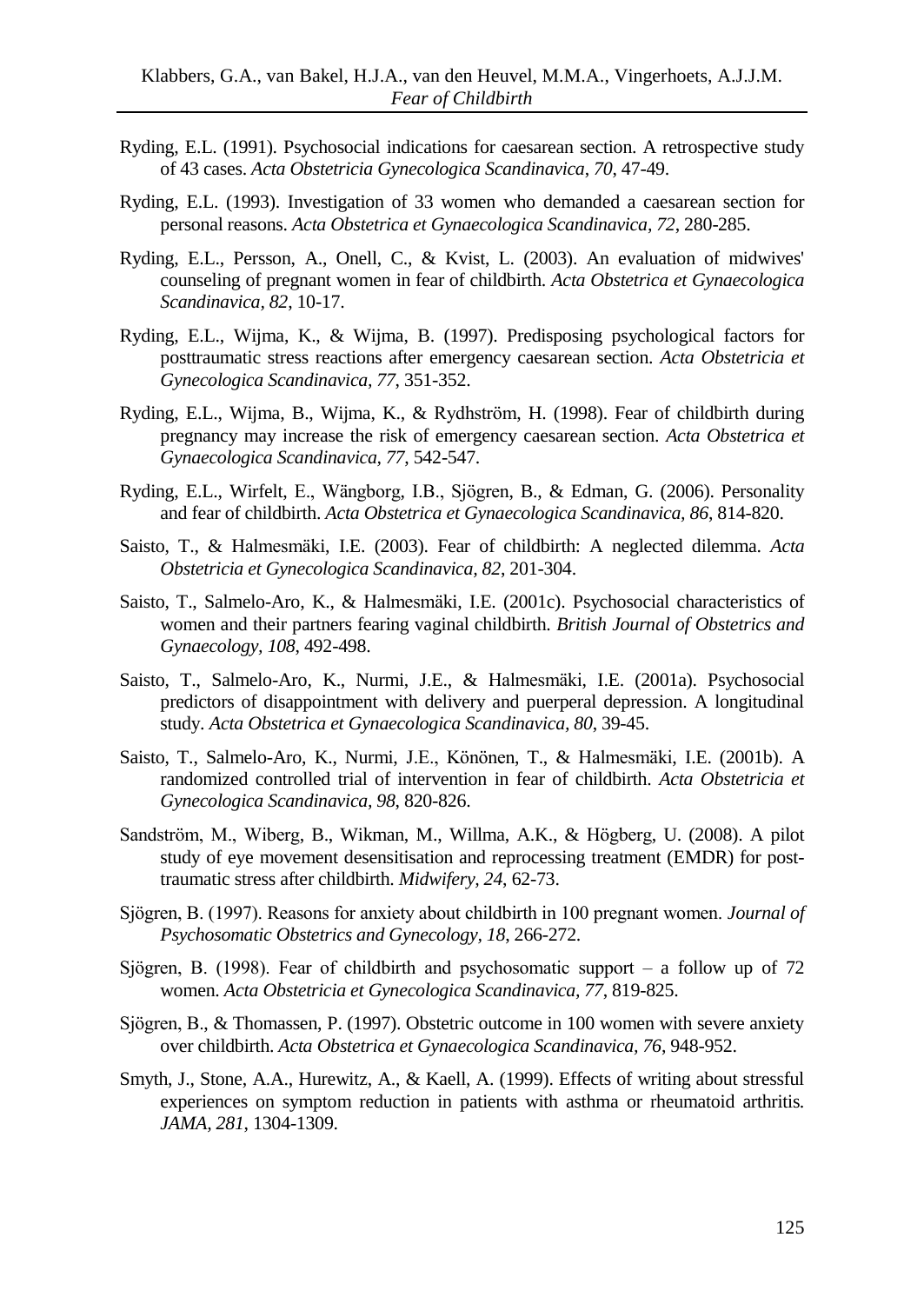Ryding, E.L. (1991). Psychosocial indications for caesarean section. A retrospective study of 43 cases. *Acta Obstetricia Gynecologica Scandinavica*, *70*, 47-49.

Ryding, E.L. (1993). Investigation of 33 women who demanded a caesarean section for personal reasons. *Acta Obstetrica et Gynaecologica Scandinavica, 72*, 280-285.

Ryding, E.L., Persson, A., Onell, C., & Kvist, L. (2003). An evaluation of midwives' counseling of pregnant women in fear of childbirth. *Acta Obstetrica et Gynaecologica Scandinavica, 82*, 10-17.

Ryding, E.L., Wijma, K., & Wijma, B. (1997). Predisposing psychological factors for posttraumatic stress reactions after emergency caesarean section. *Acta Obstetricia et Gynecologica Scandinavica, 77*, 351-352.

Ryding, E.L., Wijma, B., Wijma, K., & Rydhström, H. (1998). Fear of childbirth during pregnancy may increase the risk of emergency caesarean section. *Acta Obstetrica et Gynaecologica Scandinavica, 77*, 542-547.

Ryding, E.L., Wirfelt, E., Wängborg, I.B., Sjögren, B., & Edman, G. (2006). Personality and fear of childbirth. *Acta Obstetrica et Gynaecologica Scandinavica, 86*, 814-820.

Saisto, T., & Halmesmäki, I.E. (2003). Fear of childbirth: A neglected dilemma. *Acta Obstetricia et Gynecologica Scandinavica, 82*, 201-304.

Saisto, T., Salmelo-Aro, K., & Halmesmäki, I.E. (2001c). Psychosocial characteristics of women and their partners fearing vaginal childbirth. *British Journal of Obstetrics and Gynaecology, 108*, 492-498.

Saisto, T., Salmelo-Aro, K., Nurmi, J.E., & Halmesmäki, I.E. (2001a). Psychosocial predictors of disappointment with delivery and puerperal depression. A longitudinal study. *Acta Obstetrica et Gynaecologica Scandinavica, 80*, 39-45.

Saisto, T., Salmelo-Aro, K., Nurmi, J.E., Könönen, T., & Halmesmäki, I.E. (2001b). A randomized controlled trial of intervention in fear of childbirth. *Acta Obstetricia et Gynecologica Scandinavica*, *98*, 820-826.

Sandström, M., Wiberg, B., Wikman, M., Willma, A.K., & Högberg, U. (2008). A pilot study of eye movement desensitisation and reprocessing treatment (EMDR) for post-traumatic stress after childbirth. *Midwifery*, *24*, 62-73.

Sjögren, B. (1997). Reasons for anxiety about childbirth in 100 pregnant women. *Journal of Psychosomatic Obstetrics and Gynecology, 18*, 266-272.

Sjögren, B. (1998). Fear of childbirth and psychosomatic support – a follow up of 72 women. *Acta Obstetricia et Gynecologica Scandinavica, 77*, 819-825.

Sjögren, B., & Thomassen, P. (1997). Obstetric outcome in 100 women with severe anxiety over childbirth. *Acta Obstetrica et Gynaecologica Scandinavica, 76*, 948-952.

Smyth, J., Stone, A.A., Hurewitz, A., & Kaell, A. (1999). Effects of writing about stressful experiences on symptom reduction in patients with asthma or rheumatoid arthritis. *JAMA*, *281*, 1304-1309.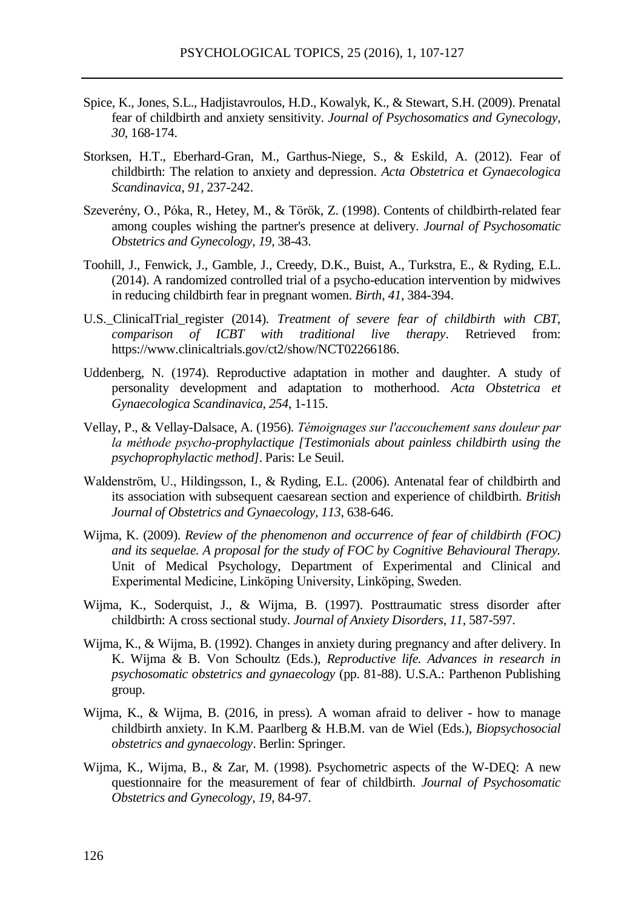Spice, K., Jones, S.L., Hadjistavroulos, H.D., Kowalyk, K., & Stewart, S.H. (2009). Prenatal fear of childbirth and anxiety sensitivity. *Journal of Psychosomatics and Gynecology, 30*, 168-174.

Storksen, H.T., Eberhard-Gran, M., Garthus-Niege, S., & Eskild, A. (2012). Fear of childbirth: The relation to anxiety and depression. *Acta Obstetrica et Gynaecologica Scandinavica, 91*, 237-242.

Szeverény, O., Póka, R., Hetey, M., & Török, Z. (1998). Contents of childbirth-related fear among couples wishing the partner's presence at delivery. *Journal of Psychosomatic Obstetrics and Gynecology, 19*, 38-43.

Toohill, J., Fenwick, J., Gamble, J., Creedy, D.K., Buist, A., Turkstra, E., & Ryding, E.L. (2014). A randomized controlled trial of a psycho-education intervention by midwives in reducing childbirth fear in pregnant women. *Birth, 41*, 384-394.

U.S._ClinicalTrial_register (2014). *Treatment of severe fear of childbirth with CBT, comparison of ICBT with traditional live therapy*. Retrieved from: https://www.clinicaltrials.gov/ct2/show/NCT02266186.

Uddenberg, N. (1974). Reproductive adaptation in mother and daughter. A study of personality development and adaptation to motherhood. *Acta Obstetrica et Gynaecologica Scandinavica, 254*, 1-115.

Vellay, P., & Vellay-Dalsace, A. (1956). *Témoignages sur l'accouchement sans douleur par la méthode psycho-prophylactique [Testimonials about painless childbirth using the psychoprophylactic method]*. Paris: Le Seuil.

Waldenström, U., Hildingsson, I., & Ryding, E.L. (2006). Antenatal fear of childbirth and its association with subsequent caesarean section and experience of childbirth. *British Journal of Obstetrics and Gynaecology, 113*, 638-646.

Wijma, K. (2009). *Review of the phenomenon and occurrence of fear of childbirth (FOC) and its sequelae. A proposal for the study of FOC by Cognitive Behavioural Therapy.* Unit of Medical Psychology, Department of Experimental and Clinical and Experimental Medicine, Linköping University, Linköping, Sweden.

Wijma, K., Soderquist, J., & Wijma, B. (1997). Posttraumatic stress disorder after childbirth: A cross sectional study. *Journal of Anxiety Disorders, 11*, 587-597.

Wijma, K., & Wijma, B. (1992). Changes in anxiety during pregnancy and after delivery. In K. Wijma & B. Von Schoultz (Eds.), *Reproductive life. Advances in research in psychosomatic obstetrics and gynaecology* (pp. 81-88). U.S.A.: Parthenon Publishing group.

Wijma, K., & Wijma, B. (2016, in press). A woman afraid to deliver - how to manage childbirth anxiety. In K.M. Paarlberg & H.B.M. van de Wiel (Eds.), *Biopsychosocial obstetrics and gynaecology*. Berlin: Springer.

Wijma, K., Wijma, B., & Zar, M. (1998). Psychometric aspects of the W-DEQ: A new questionnaire for the measurement of fear of childbirth. *Journal of Psychosomatic Obstetrics and Gynecology, 19*, 84-97.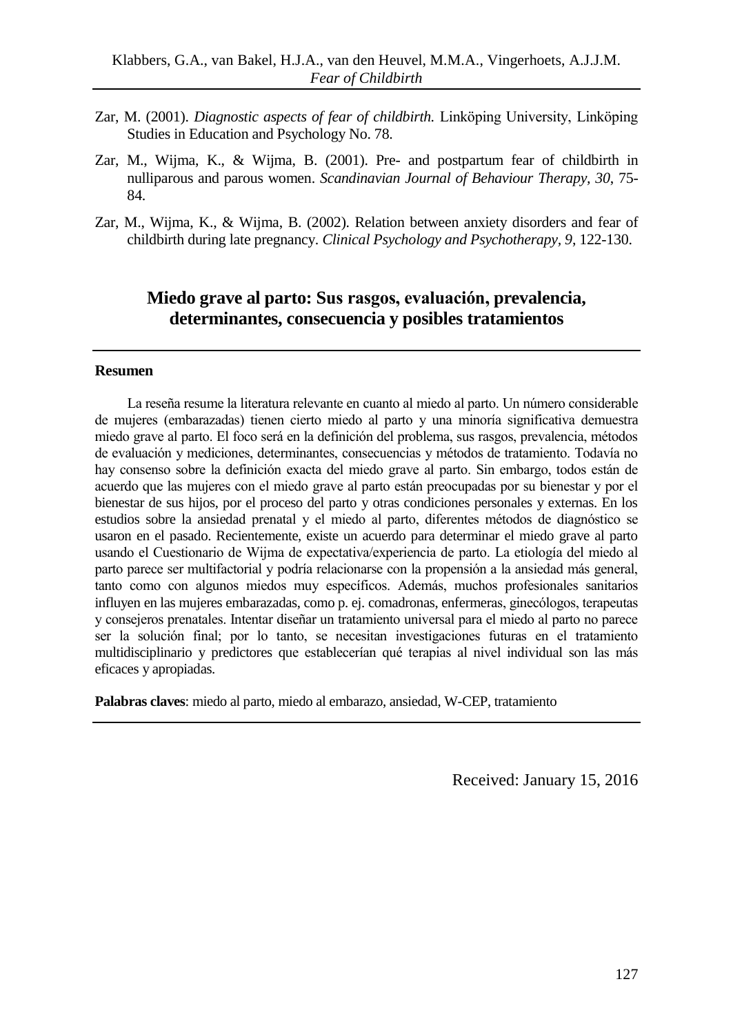Zar, M. (2001). *Diagnostic aspects of fear of childbirth.* Linköping University, Linköping Studies in Education and Psychology No. 78.

Zar, M., Wijma, K., & Wijma, B. (2001). Pre- and postpartum fear of childbirth in nulliparous and parous women. *Scandinavian Journal of Behaviour Therapy, 30*, 75-84.

Zar, M., Wijma, K., & Wijma, B. (2002). Relation between anxiety disorders and fear of childbirth during late pregnancy. *Clinical Psychology and Psychotherapy, 9*, 122-130.

## Miedo grave al parto: Sus rasgos, evaluación, prevalencia, determinantes, consecuencia y posibles tratamientos

**Resumen**

La reseña resume la literatura relevante en cuanto al miedo al parto. Un número considerable de mujeres (embarazadas) tienen cierto miedo al parto y una minoría significativa demuestra miedo grave al parto. El foco será en la definición del problema, sus rasgos, prevalencia, métodos de evaluación y mediciones, determinantes, consecuencias y métodos de tratamiento. Todavía no hay consenso sobre la definición exacta del miedo grave al parto. Sin embargo, todos están de acuerdo que las mujeres con el miedo grave al parto están preocupadas por su bienestar y por el bienestar de sus hijos, por el proceso del parto y otras condiciones personales y externas. En los estudios sobre la ansiedad prenatal y el miedo al parto, diferentes métodos de diagnóstico se usaron en el pasado. Recientemente, existe un acuerdo para determinar el miedo grave al parto usando el Cuestionario de Wijma de expectativa/experiencia de parto. La etiología del miedo al parto parece ser multifactorial y podría relacionarse con la propensión a la ansiedad más general, tanto como con algunos miedos muy específicos. Además, muchos profesionales sanitarios influyen en las mujeres embarazadas, como p. ej. comadronas, enfermeras, ginecólogos, terapeutas y consejeros prenatales. Intentar diseñar un tratamiento universal para el miedo al parto no parece ser la solución final; por lo tanto, se necesitan investigaciones futuras en el tratamiento multidisciplinario y predictores que establecerían qué terapias al nivel individual son las más eficaces y apropiadas.

**Palabras claves**: miedo al parto, miedo al embarazo, ansiedad, W-CEP, tratamiento

Received: January 15, 2016